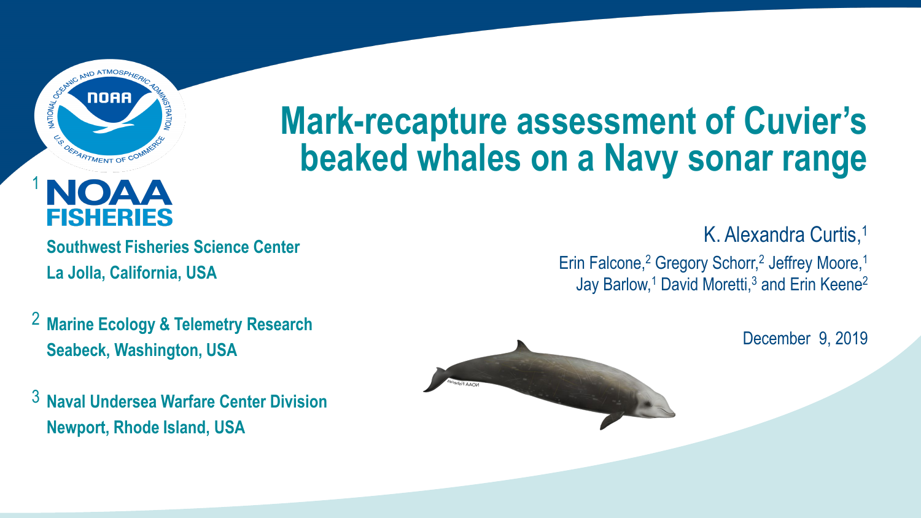# Mark-recapture assessment of Cuvier's beaked whales on a Navy sonar range

K. Alexandra Curtis,[1]

Erin Falcone,[2] Gregory Schorr,[2] Jeffrey Moore,[1] Jay Barlow,[1] David Moretti,[3] and Erin Keene[2]

December 9, 2019

[1] NOAA FISHERIES
**Southwest Fisheries Science Center**
**La Jolla, California, USA**

[2] **Marine Ecology & Telemetry Research**
**Seabeck, Washington, USA**

[3] **Naval Undersea Warfare Center Division**
**Newport, Rhode Island, USA**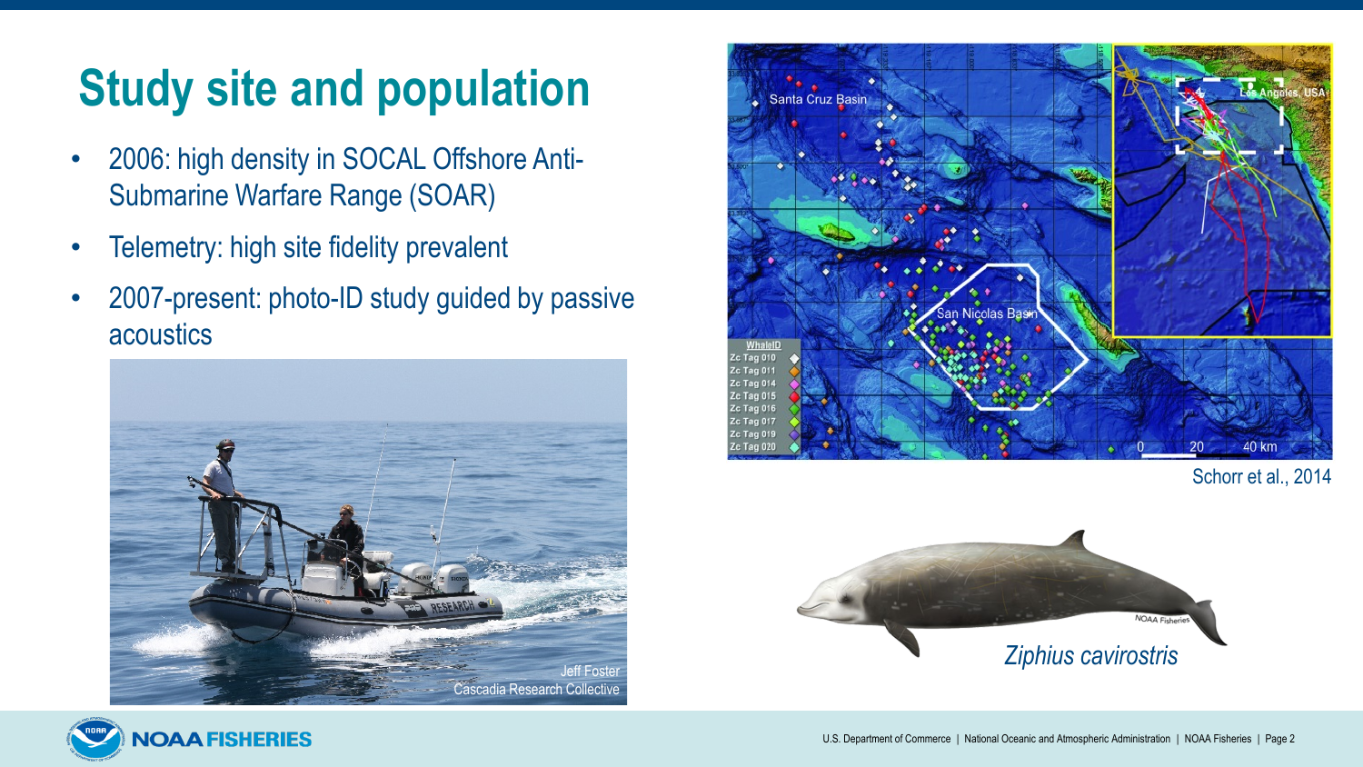# Study site and population

- 2006: high density in SOCAL Offshore Anti-Submarine Warfare Range (SOAR)
- Telemetry: high site fidelity prevalent
- 2007-present: photo-ID study guided by passive acoustics

Jeff Foster
Cascadia Research Collective

Schorr et al., 2014

*Ziphius cavirostris*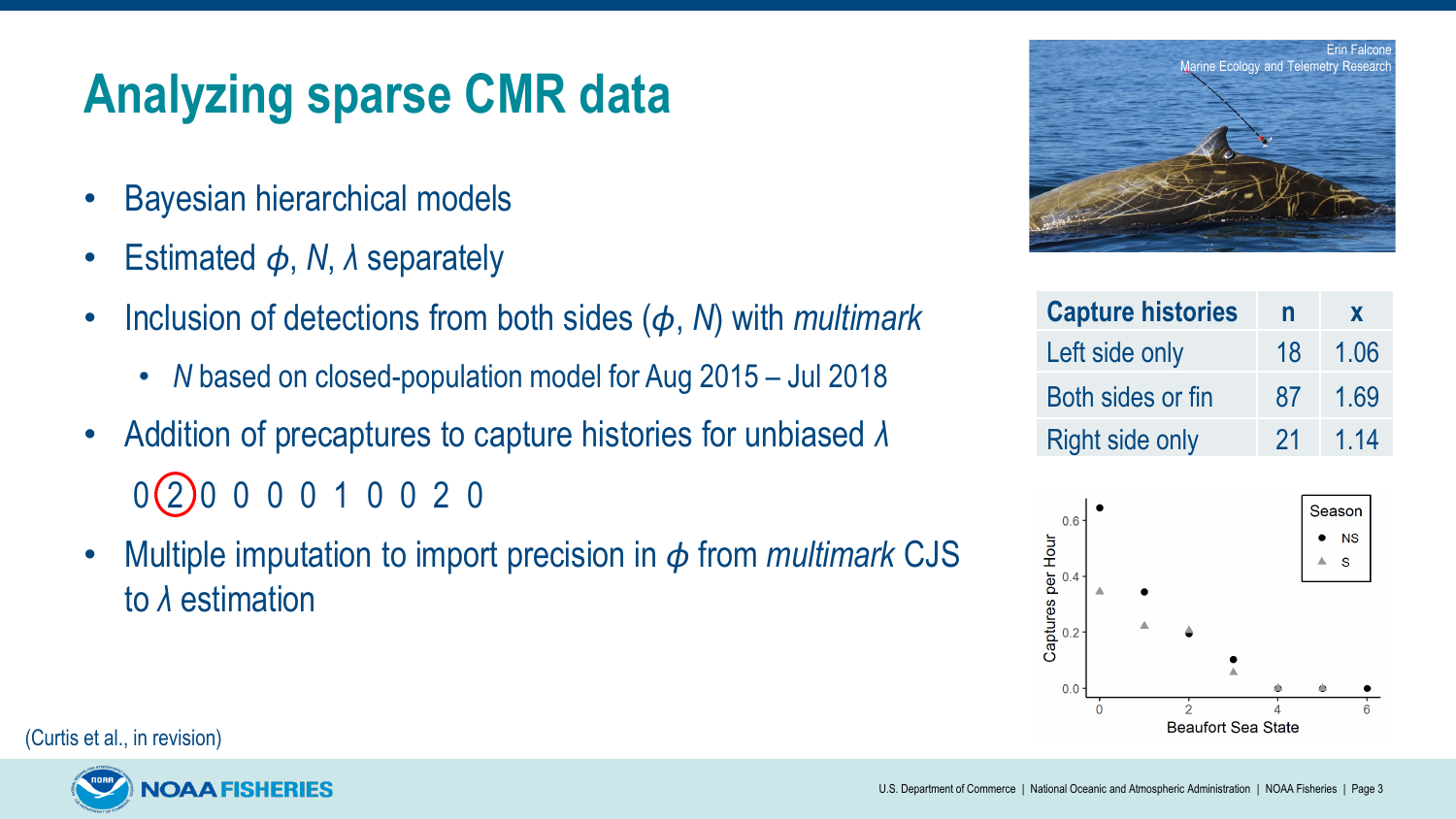# Analyzing sparse CMR data

- Bayesian hierarchical models
- Estimated $\phi$, $N$, $\lambda$ separately
- Inclusion of detections from both sides ($\phi$, $N$) with *multimark*
  - $N$ based on closed-population model for Aug 2015 – Jul 2018
- Addition of precaptures to capture histories for unbiased $\lambda$

  0 2 0 0 0 0 1 0 0 2 0

- Multiple imputation to import precision in $\phi$ from *multimark* CJS to $\lambda$ estimation

Erin Falcone
Marine Ecology and Telemetry Research

| Capture histories | n | x |
|---|---|---|
| Left side only | 18 | 1.06 |
| Both sides or fin | 87 | 1.69 |
| Right side only | 21 | 1.14 |

(Curtis et al., in revision)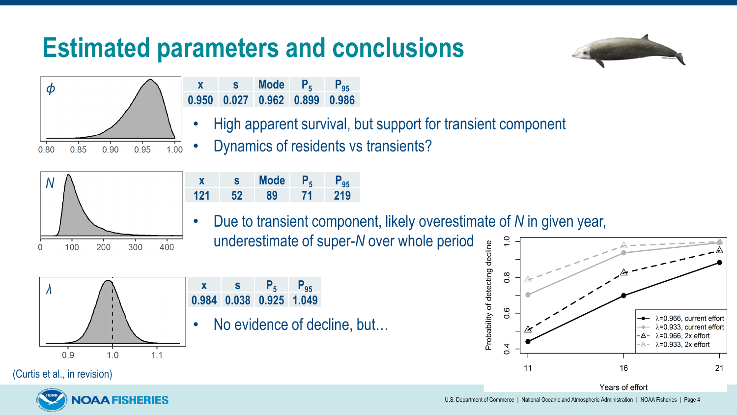# Estimated parameters and conclusions

$\phi$

| x | s | Mode | $P_5$ | $P_{95}$ |
|---|---|---|---|---|
| 0.950 | 0.027 | 0.962 | 0.899 | 0.986 |

- High apparent survival, but support for transient component
- Dynamics of residents vs transients?

$N$

| x | s | Mode | $P_5$ | $P_{95}$ |
|---|---|---|---|---|
| 121 | 52 | 89 | 71 | 219 |

- Due to transient component, likely overestimate of $N$ in given year, underestimate of super-$N$ over whole period

$\lambda$

| x | s | $P_5$ | $P_{95}$ |
|---|---|---|---|
| 0.984 | 0.038 | 0.925 | 1.049 |

- No evidence of decline, but…

(Curtis et al., in revision)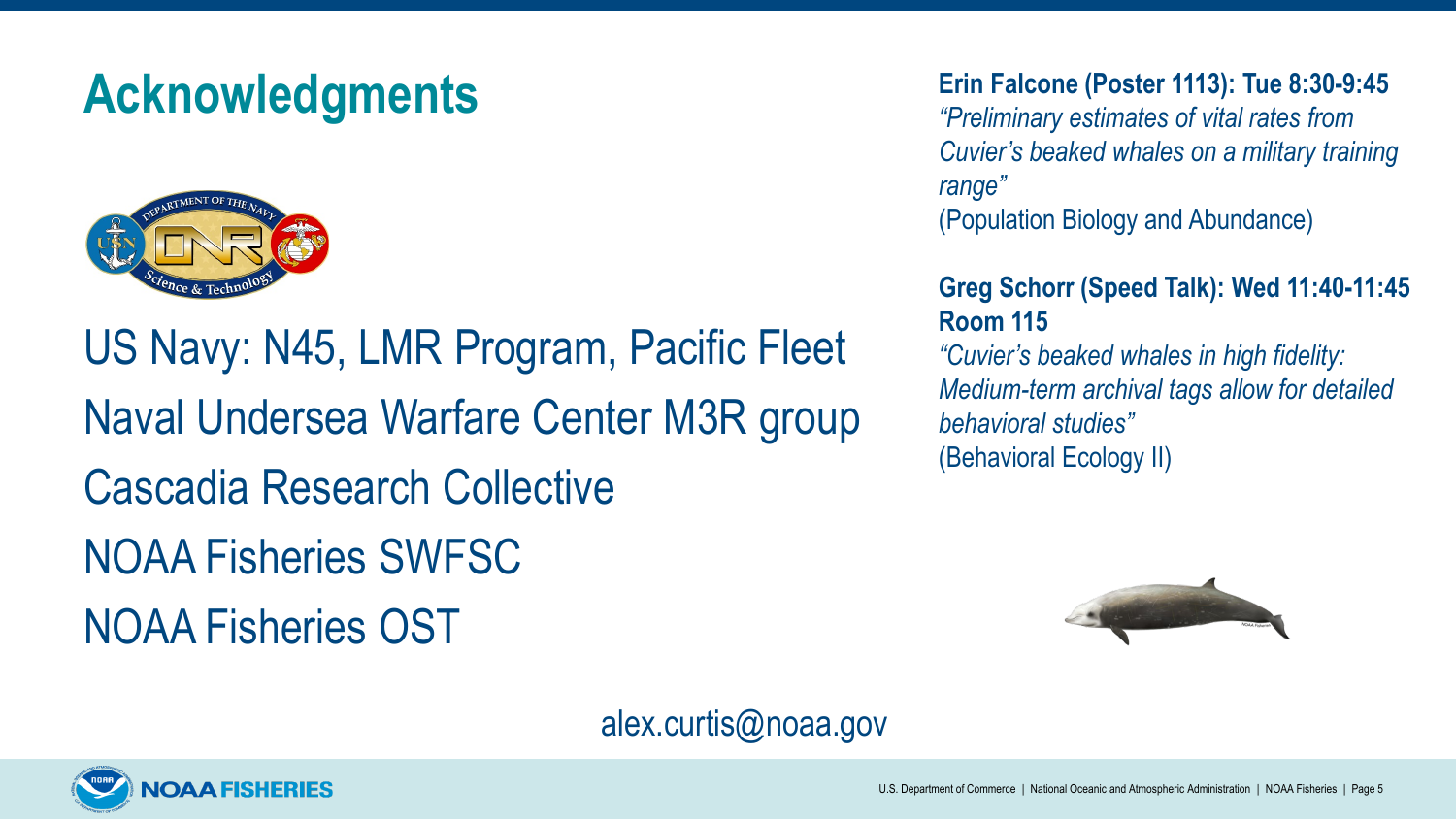# Acknowledgments

US Navy: N45, LMR Program, Pacific Fleet

Naval Undersea Warfare Center M3R group

Cascadia Research Collective

NOAA Fisheries SWFSC

NOAA Fisheries OST

**Erin Falcone (Poster 1113): Tue 8:30-9:45**
*"Preliminary estimates of vital rates from Cuvier's beaked whales on a military training range"*
(Population Biology and Abundance)

**Greg Schorr (Speed Talk): Wed 11:40-11:45 Room 115**
*"Cuvier's beaked whales in high fidelity: Medium-term archival tags allow for detailed behavioral studies"*
(Behavioral Ecology II)

alex.curtis@noaa.gov